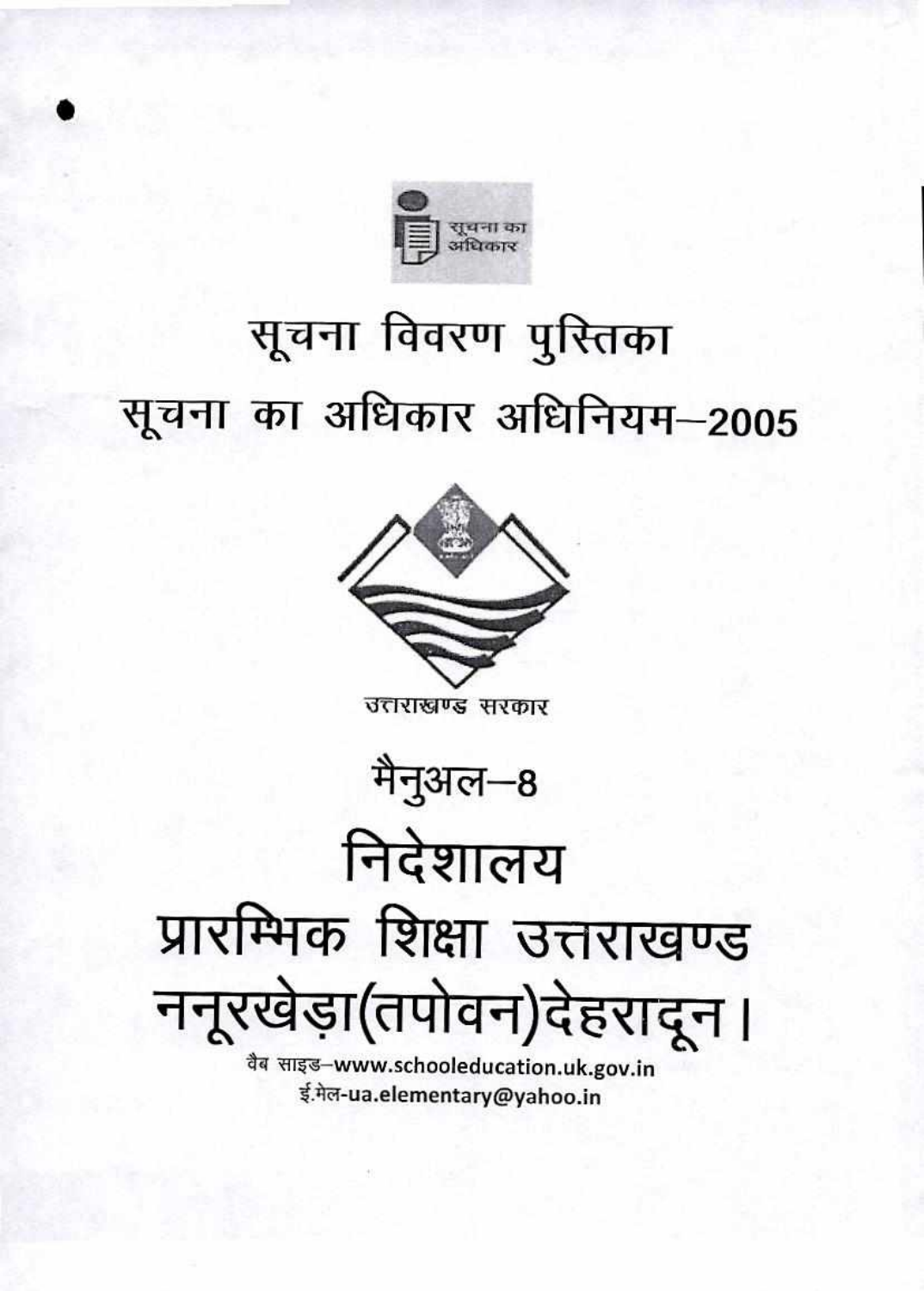सूचना का अधिकार

# सूचना विवरण पुस्तिका

# सूचना का अधिकार अधिनियम–2005

उत्तराखण्ड सरकार

## मैनुअल–8

# निदेशालय

# प्रारम्भिक शिक्षा उत्तराखण्ड

# ननूरखेड़ा(तपोवन)देहरादून।

वैब साइड–www.schooleducation.uk.gov.in

ई.मेल-ua.elementary@yahoo.in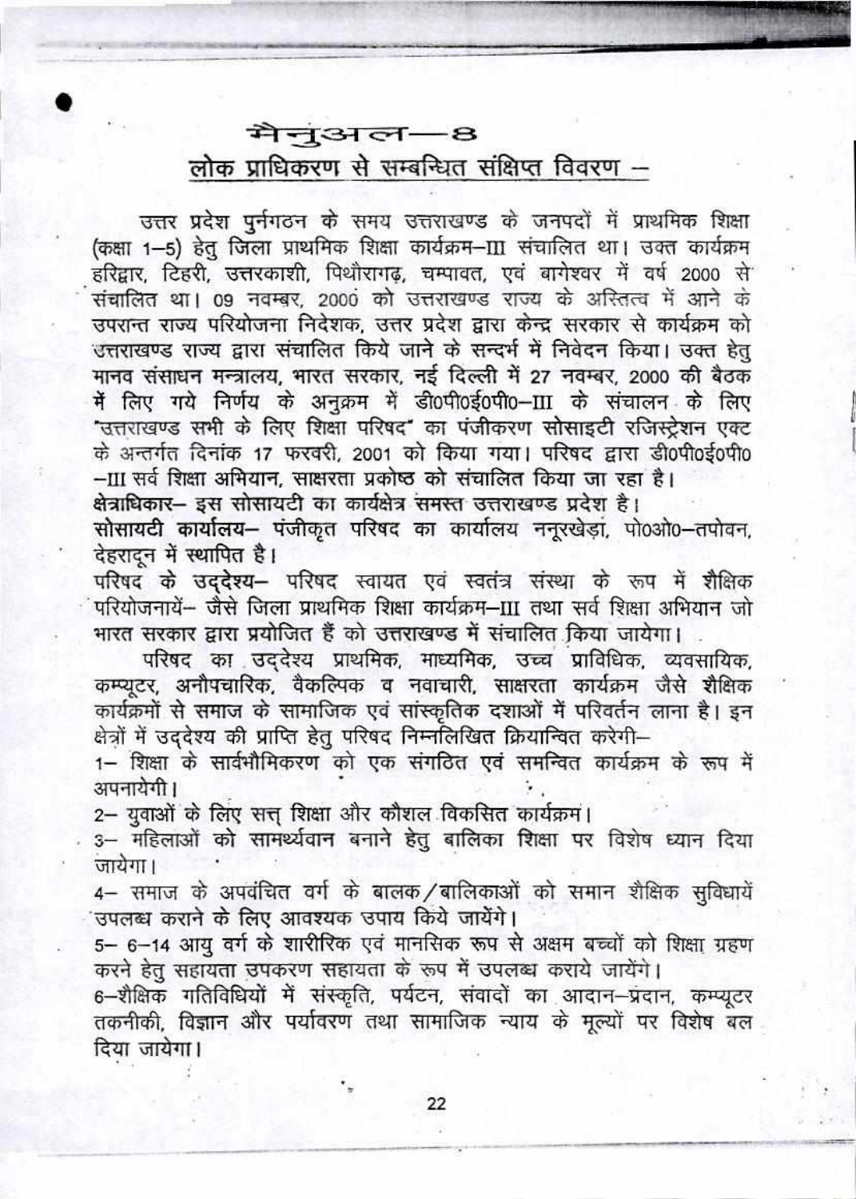# मैनुअल—8

## लोक प्राधिकरण से सम्बन्धित संक्षिप्त विवरण –

उत्तर प्रदेश पुर्नगठन के समय उत्तराखण्ड के जनपदों में प्राथमिक शिक्षा (कक्षा 1–5) हेतु जिला प्राथमिक शिक्षा कार्यक्रम–III संचालित था। उक्त कार्यक्रम हरिद्वार, टिहरी, उत्तरकाशी, पिथौरागढ़, चम्पावत, एवं बागेश्वर में वर्ष 2000 से संचालित था। 09 नवम्बर, 2000 को उत्तराखण्ड राज्य के अस्तित्व में आने के उपरान्त राज्य परियोजना निदेशक, उत्तर प्रदेश द्वारा केन्द्र सरकार से कार्यक्रम को उत्तराखण्ड राज्य द्वारा संचालित किये जाने के सन्दर्भ में निवेदन किया। उक्त हेतु मानव संसाधन मन्त्रालय, भारत सरकार, नई दिल्ली में 27 नवम्बर, 2000 की बैठक में लिए गये निर्णय के अनुक्रम में डी0पी0ई0पी0–III के संचालन के लिए "उत्तराखण्ड सभी के लिए शिक्षा परिषद" का पंजीकरण सोसाइटी रजिस्ट्रेशन एक्ट के अन्तर्गत दिनांक 17 फरवरी, 2001 को किया गया। परिषद द्वारा डी0पी0ई0पी0–III सर्व शिक्षा अभियान, साक्षरता प्रकोष्ठ को संचालित किया जा रहा है।

**क्षेत्राधिकार–** इस सोसायटी का कार्यक्षेत्र समस्त उत्तराखण्ड प्रदेश है।

**सोसायटी कार्यालय–** पंजीकृत परिषद का कार्यालय ननूरखेड़ा, पो0ओ0–तपोवन, देहरादून में स्थापित है।

**परिषद के उद्देश्य–** परिषद स्वायत एवं स्वतंत्र संस्था के रूप में शैक्षिक परियोजनायें– जैसे जिला प्राथमिक शिक्षा कार्यक्रम–III तथा सर्व शिक्षा अभियान जो भारत सरकार द्वारा प्रयोजित हैं को उत्तराखण्ड में संचालित किया जायेगा।

परिषद का उद्देश्य प्राथमिक, माध्यमिक, उच्च प्राविधिक, व्यवसायिक, कम्प्यूटर, अनौपचारिक, वैकल्पिक व नवाचारी, साक्षरता कार्यक्रम जैसे शैक्षिक कार्यक्रमों से समाज के सामाजिक एवं सांस्कृतिक दशाओं में परिवर्तन लाना है। इन क्षेत्रों में उद्देश्य की प्राप्ति हेतु परिषद निम्नलिखित क्रियान्वित करेगी–

1– शिक्षा के सार्वभौमिकरण को एक संगठित एवं समन्वित कार्यक्रम के रूप में अपनायेगी।

2– युवाओं के लिए सत्त् शिक्षा और कौशल विकसित कार्यक्रम।

3– महिलाओं को सामर्थ्यवान बनाने हेतु बालिका शिक्षा पर विशेष ध्यान दिया जायेगा।

4– समाज के अपवंचित वर्ग के बालक/बालिकाओं को समान शैक्षिक सुविधायें उपलब्ध कराने के लिए आवश्यक उपाय किये जायेंगे।

5– 6–14 आयु वर्ग के शारीरिक एवं मानसिक रूप से अक्षम बच्चों को शिक्षा ग्रहण करने हेतु सहायता उपकरण सहायता के रूप में उपलब्ध कराये जायेंगे।

6–शैक्षिक गतिविधियों में संस्कृति, पर्यटन, संवादों का आदान–प्रदान, कम्प्यूटर तकनीकी, विज्ञान और पर्यावरण तथा सामाजिक न्याय के मूल्यों पर विशेष बल दिया जायेगा।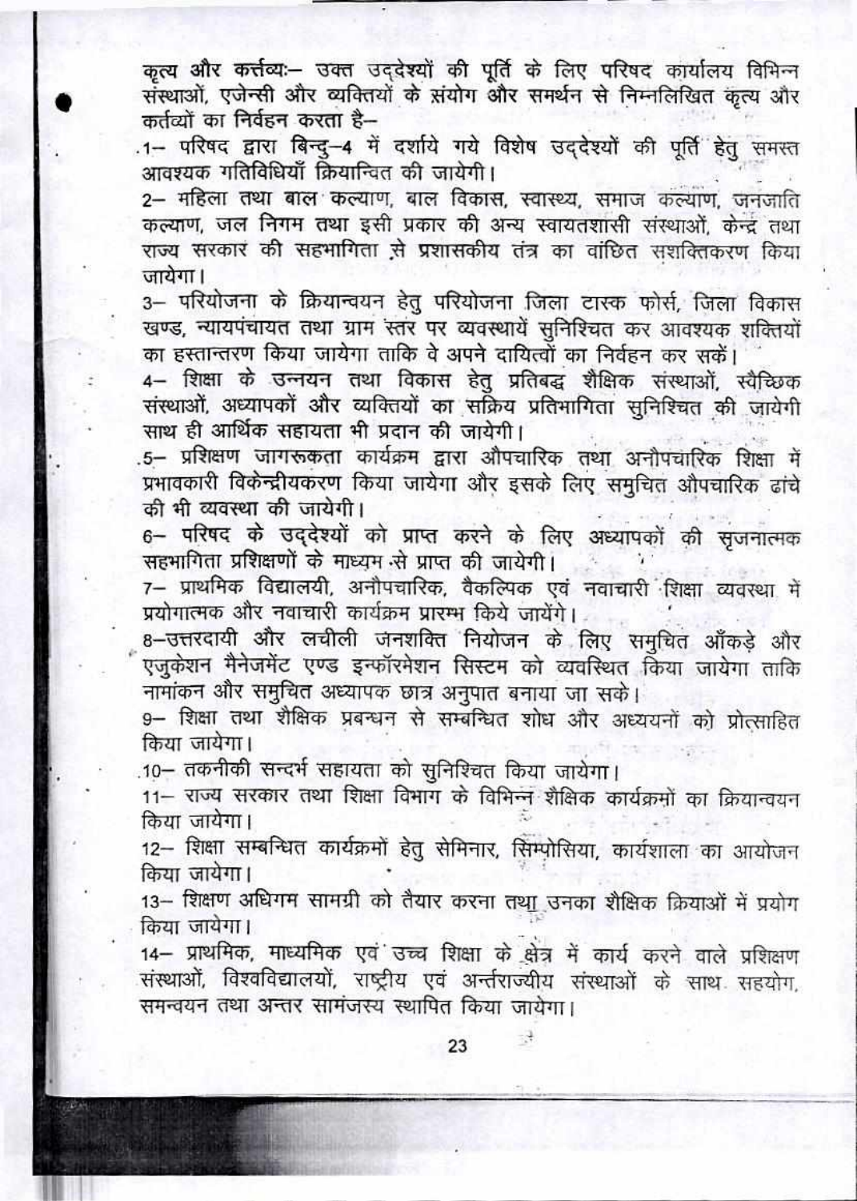**कृत्य और कर्त्तव्यः–** उक्त उद्देश्यों की पूर्ति के लिए परिषद कार्यालय विभिन्न संस्थाओं, एजेन्सी और व्यक्तियों के संयोग और समर्थन से निम्नलिखित कृत्य और कर्तव्यों का निर्वहन करता है–

1– परिषद द्वारा बिन्दु–4 में दर्शाये गये विशेष उद्देश्यों की पूर्ति हेतु समस्त आवश्यक गतिविधियाँ क्रियान्वित की जायेगी।

2– महिला तथा बाल कल्याण, बाल विकास, स्वास्थ्य, समाज कल्याण, जनजाति कल्याण, जल निगम तथा इसी प्रकार की अन्य स्वायतशासी संस्थाओं, केन्द्र तथा राज्य सरकार की सहभागिता से प्रशासकीय तंत्र का वांछित सशक्तिकरण किया जायेगा।

3– परियोजना के क्रियान्वयन हेतु परियोजना जिला टास्क फोर्स, जिला विकास खण्ड, न्यायपंचायत तथा ग्राम स्तर पर व्यवस्थायें सुनिश्चित कर आवश्यक शक्तियों का हस्तान्तरण किया जायेगा ताकि वे अपने दायित्वों का निर्वहन कर सकें।

4– शिक्षा के उन्नयन तथा विकास हेतु प्रतिबद्व शैक्षिक संस्थाओं, स्वैच्छिक संस्थाओं, अध्यापकों और व्यक्तियों का सक्रिय प्रतिभागिता सुनिश्चित की जायेगी साथ ही आर्थिक सहायता भी प्रदान की जायेगी।

5– प्रशिक्षण जागरूकता कार्यक्रम द्वारा औपचारिक तथा अनौपचारिक शिक्षा में प्रभावकारी विकेन्द्रीयकरण किया जायेगा और इसके लिए समुचित औपचारिक ढांचे की भी व्यवस्था की जायेगी।

6– परिषद के उद्देश्यों को प्राप्त करने के लिए अध्यापकों की सृजनात्मक सहभागिता प्रशिक्षणों के माध्यम से प्राप्त की जायेगी।

7– प्राथमिक विद्यालयी, अनौपचारिक, वैकल्पिक एवं नवाचारी शिक्षा व्यवस्था में प्रयोगात्मक और नवाचारी कार्यक्रम प्रारम्भ किये जायेंगे।

8–उत्तरदायी और लचीली जनशक्ति नियोजन के लिए समुचित आँकड़े और एजुकेशन मैनेजमेंट एण्ड इन्फॉरमेशन सिस्टम को व्यवस्थित किया जायेगा ताकि नामांकन और समुचित अध्यापक छात्र अनुपात बनाया जा सके।

9– शिक्षा तथा शैक्षिक प्रबन्धन से सम्बन्धित शोध और अध्ययनों को प्रोत्साहित किया जायेगा।

10– तकनीकी सन्दर्भ सहायता को सुनिश्चित किया जायेगा।

11– राज्य सरकार तथा शिक्षा विभाग के विभिन्न शैक्षिक कार्यक्रमों का क्रियान्वयन किया जायेगा।

12– शिक्षा सम्बन्धित कार्यक्रमों हेतु सेमिनार, सिम्पोसिया, कार्यशाला का आयोजन किया जायेगा।

13– शिक्षण अधिगम सामग्री को तैयार करना तथा उनका शैक्षिक क्रियाओं में प्रयोग किया जायेगा।

14– प्राथमिक, माध्यमिक एवं उच्च शिक्षा के क्षेत्र में कार्य करने वाले प्रशिक्षण संस्थाओं, विश्वविद्यालयों, राष्ट्रीय एवं अर्न्तराज्यीय संस्थाओं के साथ सहयोग, समन्वयन तथा अन्तर सामंजस्य स्थापित किया जायेगा।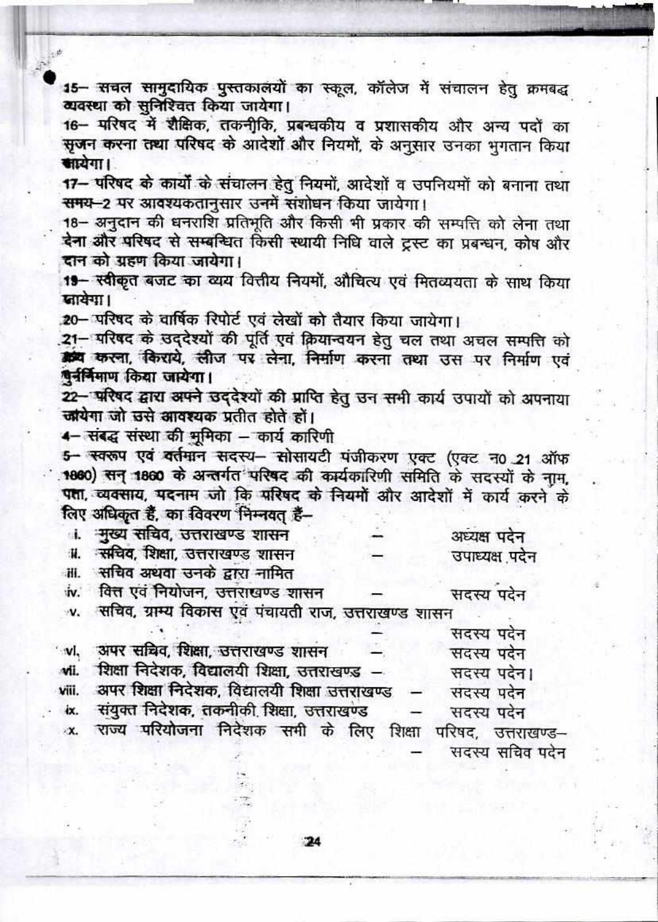15– सचल सामुदायिक पुस्तकालयों का स्कूल, कॉलेज में संचालन हेतु क्रमबद्ध व्यवस्था को सुनिश्चित किया जायेगा।

16– परिषद में शैक्षिक, तकनीकि, प्रबन्धकीय व प्रशासकीय और अन्य पदों का सृजन करना तथा परिषद के आदेशों और नियमों, के अनुसार उनका भुगतान किया जायेगा।

17– परिषद के कार्यों के संचालन हेतु नियमों, आदेशों व उपनियमों को बनाना तथा समय–2 पर आवश्यकतानुसार उनमें संशोधन किया जायेगा।

18– अनुदान की धनराशि प्रतिभूति और किसी भी प्रकार की सम्पत्ति को लेना तथा देना और परिषद से सम्बन्धित किसी स्थायी निधि वाले ट्रस्ट का प्रबन्धन, कोष और दान को ग्रहण किया जायेगा।

19– स्वीकृत बजट का व्यय वित्तीय नियमों, औचित्य एवं मितव्ययता के साथ किया जायेगा।

20– परिषद के वार्षिक रिपोर्ट एवं लेखों को तैयार किया जायेगा।

21– परिषद के उद्देश्यों की पूर्ति एवं क्रियान्वयन हेतु चल तथा अचल सम्पत्ति को क्रय करना, किराये, लीज पर लेना, निर्माण करना तथा उस पर निर्माण एवं पुर्ननिर्माण किया जायेगा।

22– परिषद द्वारा अपने उद्देश्यों की प्राप्ति हेतु उन सभी कार्य उपायों को अपनाया जायेगा जो उसे आवश्यक प्रतीत होते हों।

4– संबद्ध संस्था की भूमिका – कार्य कारिणी

5– स्वरूप एवं वर्तमान सदस्य– सोसायटी पंजीकरण एक्ट (एक्ट न0 21 ऑफ 1860) सन् 1860 के अन्तर्गत परिषद की कार्यकारिणी समिति के सदस्यों के नाम, पता, व्यवसाय, पदनाम जो कि परिषद के नियमों और आदेशों में कार्य करने के लिए अधिकृत हैं, का विवरण निम्नवत् हैं–

i. मुख्य सचिव, उत्तराखण्ड शासन – अध्यक्ष पदेन

ii. सचिव, शिक्षा, उत्तराखण्ड शासन – उपाध्यक्ष पदेन

iii. सचिव अथवा उनके द्वारा नामित

iv. वित्त एवं नियोजन, उत्तराखण्ड शासन – सदस्य पदेन

v. सचिव, ग्राम्य विकास एवं पंचायती राज, उत्तराखण्ड शासन – सदस्य पदेन

vi. अपर सचिव, शिक्षा, उत्तराखण्ड शासन – सदस्य पदेन

vii. शिक्षा निदेशक, विद्यालयी शिक्षा, उत्तराखण्ड – सदस्य पदेन।

viii. अपर शिक्षा निदेशक, विद्यालयी शिक्षा उत्तराखण्ड – सदस्य पदेन

ix. संयुक्त निदेशक, तकनीकी शिक्षा, उत्तराखण्ड – सदस्य पदेन

x. राज्य परियोजना निदेशक सभी के लिए शिक्षा परिषद, उत्तराखण्ड– – सदस्य सचिव पदेन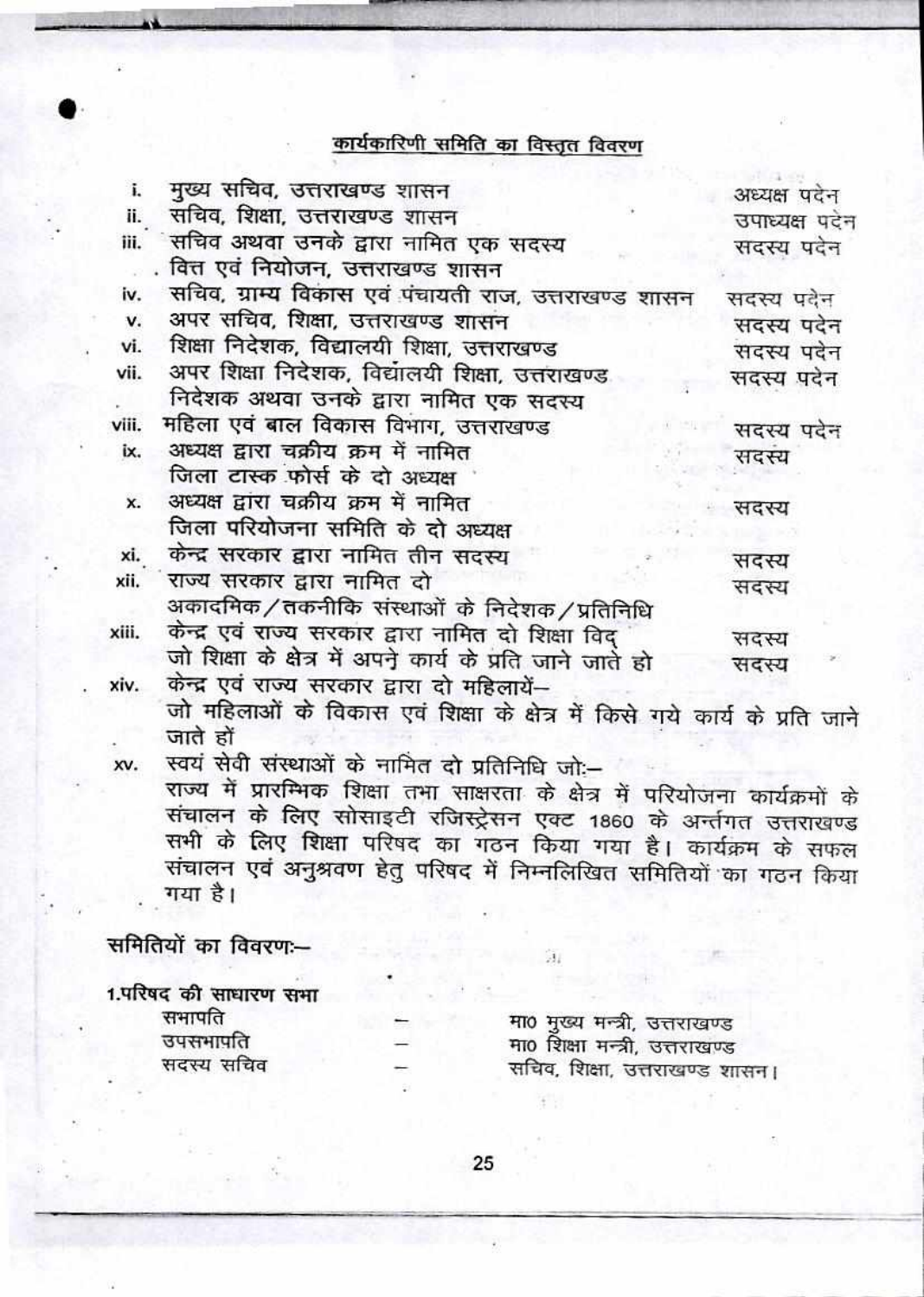## कार्यकारिणी समिति का विस्तृत विवरण

| | | |
|---|---|---|
| i. | मुख्य सचिव, उत्तराखण्ड शासन | अध्यक्ष पदेन |
| ii. | सचिव, शिक्षा, उत्तराखण्ड शासन | उपाध्यक्ष पदेन |
| iii. | सचिव अथवा उनके द्वारा नामित एक सदस्य वित्त एवं नियोजन, उत्तराखण्ड शासन | सदस्य पदेन |
| iv. | सचिव, ग्राम्य विकास एवं पंचायती राज, उत्तराखण्ड शासन | सदस्य पदेन |
| v. | अपर सचिव, शिक्षा, उत्तराखण्ड शासन | सदस्य पदेन |
| vi. | शिक्षा निदेशक, विद्यालयी शिक्षा, उत्तराखण्ड | सदस्य पदेन |
| vii. | अपर शिक्षा निदेशक, विद्यालयी शिक्षा, उत्तराखण्ड | सदस्य पदेन |
| viii. | निदेशक अथवा उनके द्वारा नामित एक सदस्य महिला एवं बाल विकास विभाग, उत्तराखण्ड | सदस्य पदेन |
| ix. | अध्यक्ष द्वारा चक्रीय क्रम में नामित जिला टास्क फोर्स के दो अध्यक्ष | सदस्य |
| x. | अध्यक्ष द्वारा चक्रीय क्रम में नामित जिला परियोजना समिति के दो अध्यक्ष | सदस्य |
| xi. | केन्द्र सरकार द्वारा नामित तीन सदस्य | सदस्य |
| xii. | राज्य सरकार द्वारा नामित दो अकादमिक/तकनीकि संस्थाओं के निदेशक/प्रतिनिधि | सदस्य |
| xiii. | केन्द्र एवं राज्य सरकार द्वारा नामित दो शिक्षा विद् जो शिक्षा के क्षेत्र में अपने कार्य के प्रति जाने जाते हो | सदस्य<br>सदस्य |
| xiv. | केन्द्र एवं राज्य सरकार द्वारा दो महिलायें– जो महिलाओं के विकास एवं शिक्षा के क्षेत्र में किसे गये कार्य के प्रति जाने जाते हों | |
| xv. | स्वयं सेवी संस्थाओं के नामित दो प्रतिनिधि जोः– | |

राज्य में प्रारम्भिक शिक्षा तथा साक्षरता के क्षेत्र में परियोजना कार्यक्रमों के संचालन के लिए सोसाइटी रजिस्ट्रेसन एक्ट 1860 के अर्न्तगत उत्तराखण्ड सभी के लिए शिक्षा परिषद का गठन किया गया है। कार्यक्रम के सफल संचालन एवं अनुश्रवण हेतु परिषद में निम्नलिखित समितियों का गठन किया गया है।

### समितियों का विवरणः–

**1.परिषद की साधारण सभा**

| | | |
|---|---|---|
| सभापति | – | मा0 मुख्य मन्त्री, उत्तराखण्ड |
| उपसभापति | – | मा0 शिक्षा मन्त्री, उत्तराखण्ड |
| सदस्य सचिव | – | सचिव, शिक्षा, उत्तराखण्ड शासन। |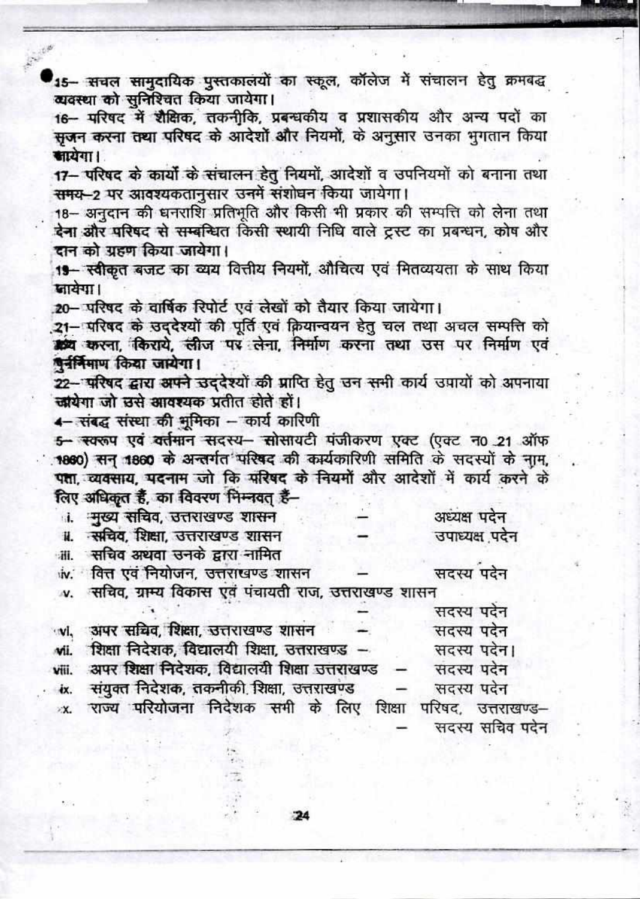15– सचल सामुदायिक पुस्तकालयों का स्कूल, कॉलेज में संचालन हेतु क्रमबद्ध व्यवस्था को सुनिश्चित किया जायेगा।

16– परिषद में शैक्षिक, तकनीकि, प्रबन्धकीय व प्रशासकीय और अन्य पदों का सृजन करना तथा परिषद के आदेशों और नियमों, के अनुसार उनका भुगतान किया जायेगा।

17– परिषद के कार्यों के संचालन हेतु नियमों, आदेशों व उपनियमों को बनाना तथा समय–2 पर आवश्यकतानुसार उनमें संशोधन किया जायेगा।

18– अनुदान की धनराशि प्रतिभूति और किसी भी प्रकार की सम्पत्ति को लेना तथा देना और परिषद से सम्बन्धित किसी स्थायी निधि वाले ट्रस्ट का प्रबन्धन, कोष और दान को ग्रहण किया जायेगा।

19– स्वीकृत बजट का व्यय वित्तीय नियमों, औचित्य एवं मितव्ययता के साथ किया जायेगा।

20– परिषद के वार्षिक रिपोर्ट एवं लेखों को तैयार किया जायेगा।

21– परिषद के उद्देश्यों की पूर्ति एवं क्रियान्वयन हेतु चल तथा अचल सम्पत्ति को क्रय करना, किराये, लीज पर लेना, निर्माण करना तथा उस पर निर्माण एवं पुर्ननिर्माण किया जायेगा।

22– परिषद द्वारा अपने उद्देश्यों की प्राप्ति हेतु उन सभी कार्य उपायों को अपनाया जायेगा जो उसे आवश्यक प्रतीत होते हों।

4– संबद्ध संस्था की भूमिका – कार्य कारिणी

5– स्वरूप एवं वर्तमान सदस्य– सोसायटी पंजीकरण एक्ट (एक्ट न0 21 ऑफ 1860) सन् 1860 के अन्तर्गत परिषद की कार्यकारिणी समिति के सदस्यों के नाम, पता, व्यवसाय, पदनाम जो कि परिषद के नियमों और आदेशों में कार्य करने के लिए अधिकृत हैं, का विवरण निम्नवत् हैं–

i. मुख्य सचिव, उत्तराखण्ड शासन – अध्यक्ष पदेन
ii. सचिव, शिक्षा, उत्तराखण्ड शासन – उपाध्यक्ष पदेन
iii. सचिव अथवा उनके द्वारा नामित
iv. वित्त एवं नियोजन, उत्तराखण्ड शासन – सदस्य पदेन
v. सचिव, ग्राम्य विकास एवं पंचायती राज, उत्तराखण्ड शासन – सदस्य पदेन
vi. अपर सचिव, शिक्षा, उत्तराखण्ड शासन – सदस्य पदेन
vii. शिक्षा निदेशक, विद्यालयी शिक्षा, उत्तराखण्ड – सदस्य पदेन।
viii. अपर शिक्षा निदेशक, विद्यालयी शिक्षा उत्तराखण्ड – सदस्य पदेन
ix. संयुक्त निदेशक, तकनीकी शिक्षा, उत्तराखण्ड – सदस्य पदेन
x. राज्य परियोजना निदेशक सभी के लिए शिक्षा परिषद, उत्तराखण्ड– – सदस्य सचिव पदेन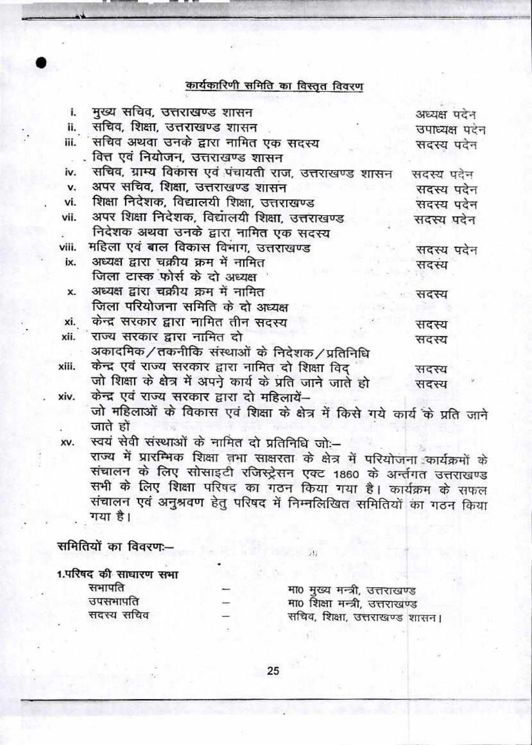## कार्यकारिणी समिति का विस्तृत विवरण

| | | |
|---|---|---|
| i. | मुख्य सचिव, उत्तराखण्ड शासन | अध्यक्ष पदेन |
| ii. | सचिव, शिक्षा, उत्तराखण्ड शासन | उपाध्यक्ष पदेन |
| iii. | सचिव अथवा उनके द्वारा नामित एक सदस्य वित्त एवं नियोजन, उत्तराखण्ड शासन | सदस्य पदेन |
| iv. | सचिव, ग्राम्य विकास एवं पंचायती राज, उत्तराखण्ड शासन | सदस्य पदेन |
| v. | अपर सचिव, शिक्षा, उत्तराखण्ड शासन | सदस्य पदेन |
| vi. | शिक्षा निदेशक, विद्यालयी शिक्षा, उत्तराखण्ड | सदस्य पदेन |
| vii. | अपर शिक्षा निदेशक, विद्यालयी शिक्षा, उत्तराखण्ड | सदस्य पदेन |
| viii. | निदेशक अथवा उनके द्वारा नामित एक सदस्य महिला एवं बाल विकास विभाग, उत्तराखण्ड | सदस्य पदेन |
| ix. | अध्यक्ष द्वारा चक्रीय क्रम में नामित जिला टास्क फोर्स के दो अध्यक्ष | सदस्य |
| x. | अध्यक्ष द्वारा चक्रीय क्रम में नामित जिला परियोजना समिति के दो अध्यक्ष | सदस्य |
| xi. | केन्द्र सरकार द्वारा नामित तीन सदस्य | सदस्य |
| xii. | राज्य सरकार द्वारा नामित दो अकादमिक/तकनीकि संस्थाओं के निदेशक/प्रतिनिधि | सदस्य |
| xiii. | केन्द्र एवं राज्य सरकार द्वारा नामित दो शिक्षा विद् जो शिक्षा के क्षेत्र में अपने कार्य के प्रति जाने जाते हो | सदस्य सदस्य |
| xiv. | केन्द्र एवं राज्य सरकार द्वारा दो महिलायें– जो महिलाओं के विकास एवं शिक्षा के क्षेत्र में किसे गये कार्य के प्रति जाने जाते हों | |
| xv. | स्वयं सेवी संस्थाओं के नामित दो प्रतिनिधि जो:– | |

राज्य में प्रारम्भिक शिक्षा तथा साक्षरता के क्षेत्र में परियोजना कार्यक्रमों के संचालन के लिए सोसाइटी रजिस्ट्रेसन एक्ट 1860 के अर्न्तगत उत्तराखण्ड सभी के लिए शिक्षा परिषद का गठन किया गया है। कार्यक्रम के सफल संचालन एवं अनुश्रवण हेतु परिषद में निम्नलिखित समितियों का गठन किया गया है।

### समितियों का विवरण:–

**1.परिषद की साधारण सभा**

| | | |
|---|---|---|
| सभापति | – | मा० मुख्य मन्त्री, उत्तराखण्ड |
| उपसभापति | – | मा० शिक्षा मन्त्री, उत्तराखण्ड |
| सदस्य सचिव | – | सचिव, शिक्षा, उत्तराखण्ड शासन। |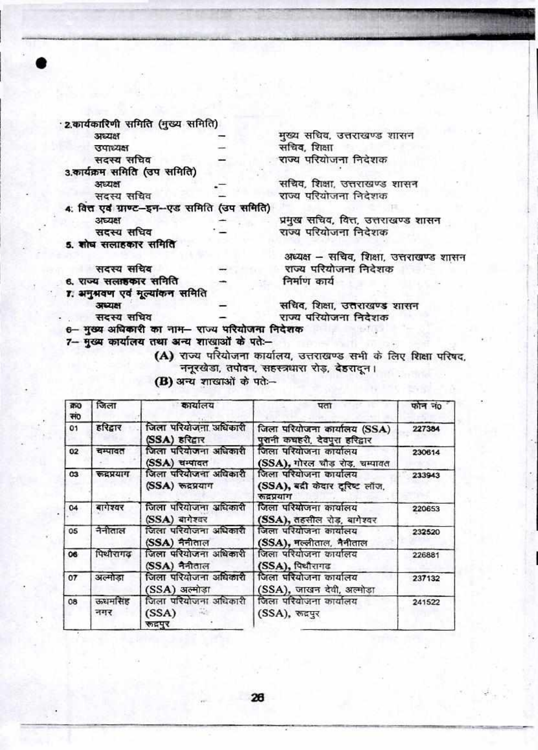2.कार्यकारिणी समिति (मुख्य समिति)

| | | |
|---|---|---|
| अध्यक्ष | – | मुख्य सचिव, उत्तराखण्ड शासन |
| उपाध्यक्ष | – | सचिव, शिक्षा |
| सदस्य सचिव | – | राज्य परियोजना निदेशक |

3.कार्यक्रम समिति (उप समिति)

| | | |
|---|---|---|
| अध्यक्ष | – | सचिव, शिक्षा, उत्तराखण्ड शासन |
| सदस्य सचिव | – | राज्य परियोजना निदेशक |

4. वित्त एवं ग्राण्ट–इन–एड समिति (उप समिति)

| | | |
|---|---|---|
| अध्यक्ष | – | प्रमुख सचिव, वित्त, उत्तराखण्ड शासन |
| सदस्य सचिव | – | राज्य परियोजना निदेशक |

5. शोध सलाहकार समिति

अध्यक्ष – सचिव, शिक्षा, उत्तराखण्ड शासन

| | | |
|---|---|---|
| सदस्य सचिव | – | राज्य परियोजना निदेशक |

6. राज्य सलाहकार समिति – निर्माण कार्य

7. अनुश्रवण एवं मूल्यांकन समिति

| | | |
|---|---|---|
| अध्यक्ष | – | सचिव, शिक्षा, उत्तराखण्ड शासन |
| सदस्य सचिव | – | राज्य परियोजना निदेशक |

6– मुख्य अधिकारी का नाम– राज्य परियोजना निदेशक

7– मुख्य कार्यालय तथा अन्य शाखाओं के पते:–

**(A)** राज्य परियोजना कार्यालय, उत्तराखण्ड सभी के लिए शिक्षा परिषद, ननूरखेडा, तपोवन, सहस्त्रधारा रोड़, देहरादून।

**(B)** अन्य शाखाओं के पते:–

| क्र0 सं0 | जिला | कार्यालय | पता | फोन नं0 |
|---|---|---|---|---|
| 01 | हरिद्वार | जिला परियोजना अधिकारी (SSA) हरिद्वार | जिला परियोजना कार्यालय (SSA) पुरानी कचहरी, देवपुरा हरिद्वार | 227384 |
| 02 | चम्पावत | जिला परियोजना अधिकारी (SSA) चम्पावत | जिला परियोजना कार्यालय (SSA), गोरल चौड़ रोड़, चम्पावत | 230614 |
| 03 | रूद्रप्रयाग | जिला परियोजना अधिकारी (SSA) रूद्रप्रयाग | जिला परियोजना कार्यालय (SSA), बद्री केदार टूरिष्ट लॉज, रूद्रप्रयाग | 233943 |
| 04 | बागेश्वर | जिला परियोजना अधिकारी (SSA) बागेश्वर | जिला परियोजना कार्यालय (SSA), तहसील रोड़, बागेश्वर | 220653 |
| 05 | नैनीताल | जिला परियोजना अधिकारी (SSA) नैनीताल | जिला परियोजना कार्यालय (SSA), मल्लीताल, नैनीताल | 232520 |
| 06 | पिथौरागढ़ | जिला परियोजना अधिकारी (SSA) नैनीताल | जिला परियोजना कार्यालय (SSA), पिथौरागढ | 226881 |
| 07 | अल्मोड़ा | जिला परियोजना अधिकारी (SSA) अल्मोड़ा | जिला परियोजना कार्यालय (SSA), जाखन देवी, अल्मोड़ा | 237132 |
| 08 | ऊधमसिंह नगर | जिला परियोजना अधिकारी (SSA) रूद्रपुर | जिला परियोजना कार्यालय (SSA), रूद्रपुर | 241522 |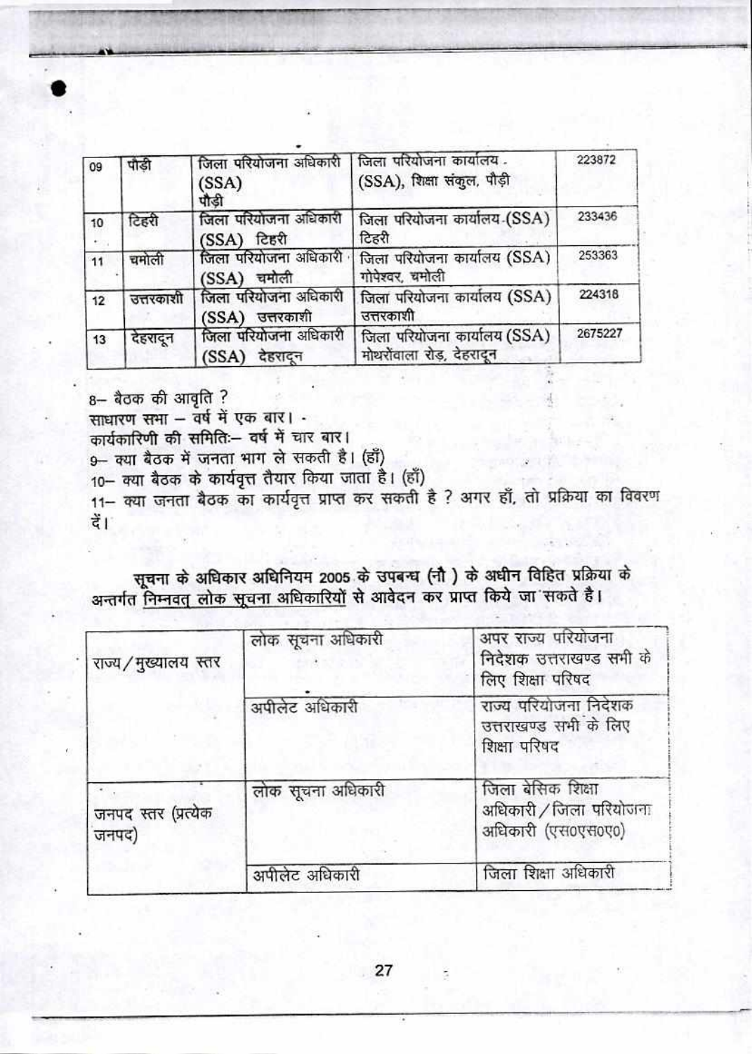| | | | | |
|---|---|---|---|---|
| 09 | पौड़ी | जिला परियोजना अधिकारी (SSA) पौड़ी | जिला परियोजना कार्यालय - (SSA), शिक्षा संकुल, पौड़ी | 223872 |
| 10 | टिहरी | जिला परियोजना अधिकारी (SSA) टिहरी | जिला परियोजना कार्यालय-(SSA) टिहरी | 233436 |
| 11 | चमोली | जिला परियोजना अधिकारी (SSA) चमोली | जिला परियोजना कार्यालय (SSA) गोपेश्वर, चमोली | 253363 |
| 12 | उत्तरकाशी | जिला परियोजना अधिकारी (SSA) उत्तरकाशी | जिला परियोजना कार्यालय (SSA) उत्तरकाशी | 224318 |
| 13 | देहरादून | जिला परियोजना अधिकारी (SSA) देहरादून | जिला परियोजना कार्यालय (SSA) मोथरोंवाला रोड, देहरादून | 2675227 |

8– बैठक की आवृति ?

साधारण सभा – वर्ष में एक बार। -

कार्यकारिणी की समितिः– वर्ष में चार बार।

9– क्या बैठक में जनता भाग ले सकती है। (हाँ)

10– क्या बैठक के कार्यवृत्त तैयार किया जाता है। (हाँ)

11– क्या जनता बैठक का कार्यवृत्त प्राप्त कर सकती है ? अगर हाँ, तो प्रक्रिया का विवरण दें।

**सूचना के अधिकार अधिनियम 2005 के उपबन्ध (नौ ) के अधीन विहित प्रक्रिया के अन्तर्गत निम्नवत् लोक सूचना अधिकारियों से आवेदन कर प्राप्त किये जा सकते है।**

| | | |
|---|---|---|
| राज्य/मुख्यालय स्तर | लोक सूचना अधिकारी | अपर राज्य परियोजना निदेशक उत्तराखण्ड सभी के लिए शिक्षा परिषद |
| | अपीलेट अधिकारी | राज्य परियोजना निदेशक उत्तराखण्ड सभी के लिए शिक्षा परिषद |
| जनपद स्तर (प्रत्येक जनपद) | लोक सूचना अधिकारी | जिला बेसिक शिक्षा अधिकारी/जिला परियोजना अधिकारी (एस0एस0ए0) |
| | अपीलेट अधिकारी | जिला शिक्षा अधिकारी |